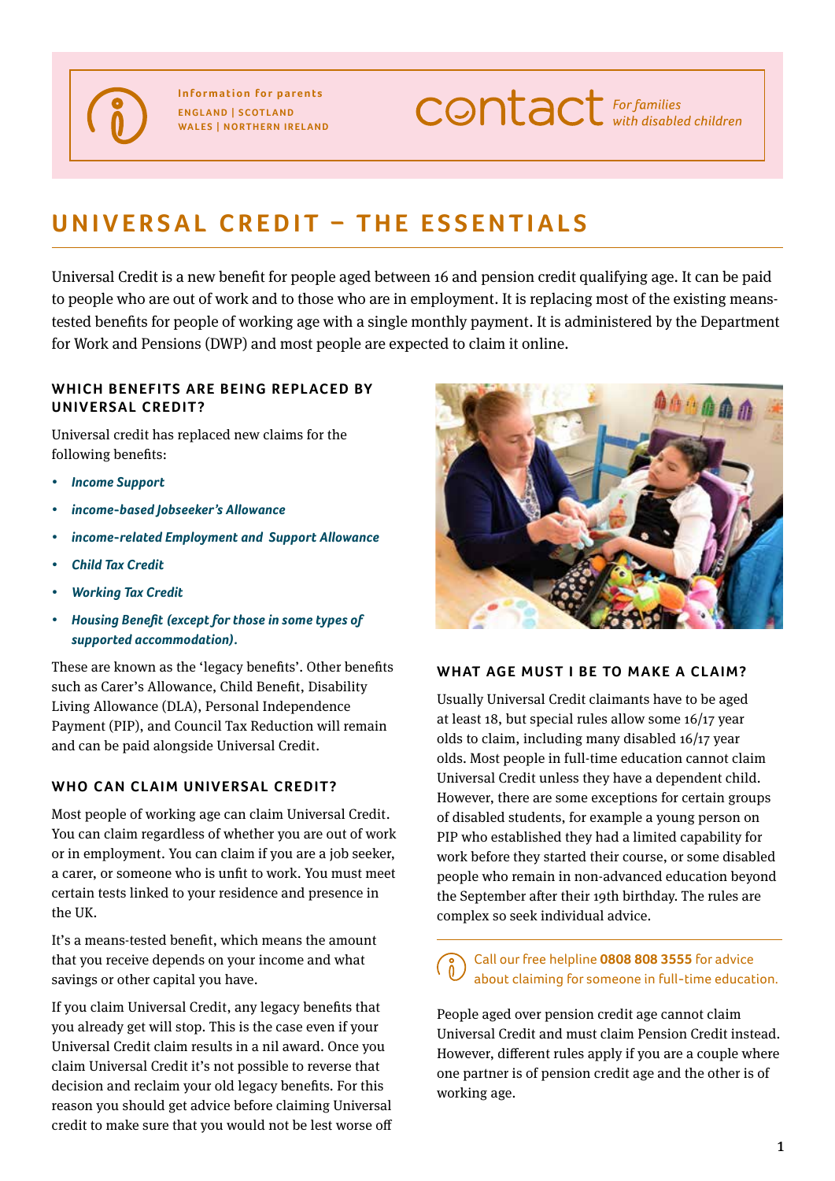Information for parents

ENGLAND | SCOTLAND
WALES | NORTHERN IRELAND

contact *For families with disabled children*

# UNIVERSAL CREDIT – THE ESSENTIALS

Universal Credit is a new benefit for people aged between 16 and pension credit qualifying age. It can be paid to people who are out of work and to those who are in employment. It is replacing most of the existing means-tested benefits for people of working age with a single monthly payment. It is administered by the Department for Work and Pensions (DWP) and most people are expected to claim it online.

### WHICH BENEFITS ARE BEING REPLACED BY UNIVERSAL CREDIT?

Universal credit has replaced new claims for the following benefits:

- ***Income Support***
- ***income-based Jobseeker's Allowance***
- ***income-related Employment and Support Allowance***
- ***Child Tax Credit***
- ***Working Tax Credit***
- ***Housing Benefit (except for those in some types of supported accommodation).***

These are known as the 'legacy benefits'. Other benefits such as Carer's Allowance, Child Benefit, Disability Living Allowance (DLA), Personal Independence Payment (PIP), and Council Tax Reduction will remain and can be paid alongside Universal Credit.

### WHO CAN CLAIM UNIVERSAL CREDIT?

Most people of working age can claim Universal Credit. You can claim regardless of whether you are out of work or in employment. You can claim if you are a job seeker, a carer, or someone who is unfit to work. You must meet certain tests linked to your residence and presence in the UK.

It's a means-tested benefit, which means the amount that you receive depends on your income and what savings or other capital you have.

If you claim Universal Credit, any legacy benefits that you already get will stop. This is the case even if your Universal Credit claim results in a nil award. Once you claim Universal Credit it's not possible to reverse that decision and reclaim your old legacy benefits. For this reason you should get advice before claiming Universal credit to make sure that you would not be lest worse off

### WHAT AGE MUST I BE TO MAKE A CLAIM?

Usually Universal Credit claimants have to be aged at least 18, but special rules allow some 16/17 year olds to claim, including many disabled 16/17 year olds. Most people in full-time education cannot claim Universal Credit unless they have a dependent child. However, there are some exceptions for certain groups of disabled students, for example a young person on PIP who established they had a limited capability for work before they started their course, or some disabled people who remain in non-advanced education beyond the September after their 19th birthday. The rules are complex so seek individual advice.

Call our free helpline **0808 808 3555** for advice about claiming for someone in full-time education.

People aged over pension credit age cannot claim Universal Credit and must claim Pension Credit instead. However, different rules apply if you are a couple where one partner is of pension credit age and the other is of working age.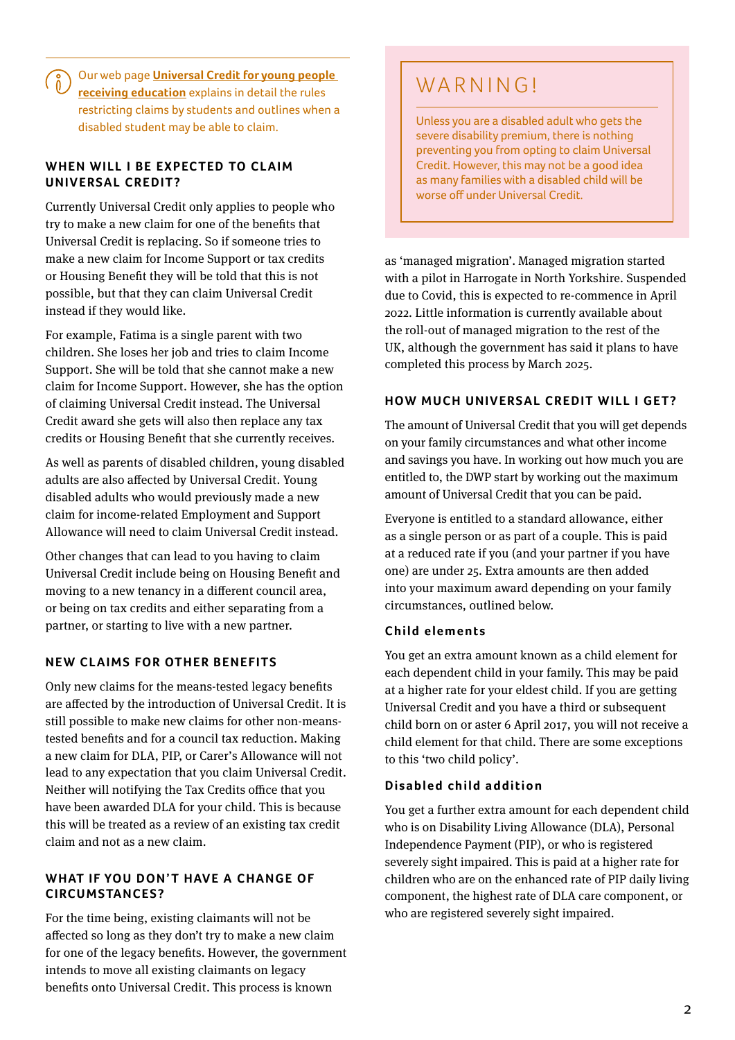Our web page **Universal Credit for young people receiving education** explains in detail the rules restricting claims by students and outlines when a disabled student may be able to claim.

## WHEN WILL I BE EXPECTED TO CLAIM UNIVERSAL CREDIT?

Currently Universal Credit only applies to people who try to make a new claim for one of the benefits that Universal Credit is replacing. So if someone tries to make a new claim for Income Support or tax credits or Housing Benefit they will be told that this is not possible, but that they can claim Universal Credit instead if they would like.

For example, Fatima is a single parent with two children. She loses her job and tries to claim Income Support. She will be told that she cannot make a new claim for Income Support. However, she has the option of claiming Universal Credit instead. The Universal Credit award she gets will also then replace any tax credits or Housing Benefit that she currently receives.

As well as parents of disabled children, young disabled adults are also affected by Universal Credit. Young disabled adults who would previously made a new claim for income-related Employment and Support Allowance will need to claim Universal Credit instead.

Other changes that can lead to you having to claim Universal Credit include being on Housing Benefit and moving to a new tenancy in a different council area, or being on tax credits and either separating from a partner, or starting to live with a new partner.

## NEW CLAIMS FOR OTHER BENEFITS

Only new claims for the means-tested legacy benefits are affected by the introduction of Universal Credit. It is still possible to make new claims for other non-means-tested benefits and for a council tax reduction. Making a new claim for DLA, PIP, or Carer's Allowance will not lead to any expectation that you claim Universal Credit. Neither will notifying the Tax Credits office that you have been awarded DLA for your child. This is because this will be treated as a review of an existing tax credit claim and not as a new claim.

## WHAT IF YOU DON'T HAVE A CHANGE OF CIRCUMSTANCES?

For the time being, existing claimants will not be affected so long as they don't try to make a new claim for one of the legacy benefits. However, the government intends to move all existing claimants on legacy benefits onto Universal Credit. This process is known as 'managed migration'. Managed migration started with a pilot in Harrogate in North Yorkshire. Suspended due to Covid, this is expected to re-commence in April 2022. Little information is currently available about the roll-out of managed migration to the rest of the UK, although the government has said it plans to have completed this process by March 2025.

> **WARNING!**
>
> Unless you are a disabled adult who gets the severe disability premium, there is nothing preventing you from opting to claim Universal Credit. However, this may not be a good idea as many families with a disabled child will be worse off under Universal Credit.

## HOW MUCH UNIVERSAL CREDIT WILL I GET?

The amount of Universal Credit that you will get depends on your family circumstances and what other income and savings you have. In working out how much you are entitled to, the DWP start by working out the maximum amount of Universal Credit that you can be paid.

Everyone is entitled to a standard allowance, either as a single person or as part of a couple. This is paid at a reduced rate if you (and your partner if you have one) are under 25. Extra amounts are then added into your maximum award depending on your family circumstances, outlined below.

### Child elements

You get an extra amount known as a child element for each dependent child in your family. This may be paid at a higher rate for your eldest child. If you are getting Universal Credit and you have a third or subsequent child born on or aster 6 April 2017, you will not receive a child element for that child. There are some exceptions to this 'two child policy'.

### Disabled child addition

You get a further extra amount for each dependent child who is on Disability Living Allowance (DLA), Personal Independence Payment (PIP), or who is registered severely sight impaired. This is paid at a higher rate for children who are on the enhanced rate of PIP daily living component, the highest rate of DLA care component, or who are registered severely sight impaired.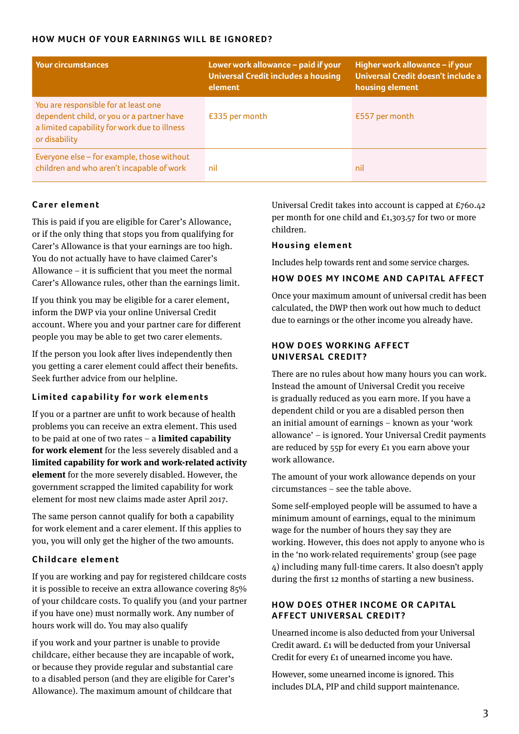## HOW MUCH OF YOUR EARNINGS WILL BE IGNORED?

| Your circumstances | Lower work allowance – paid if your Universal Credit includes a housing element | Higher work allowance – if your Universal Credit doesn't include a housing element |
|---|---|---|
| You are responsible for at least one dependent child, or you or a partner have a limited capability for work due to illness or disability | £335 per month | £557 per month |
| Everyone else – for example, those without children and who aren't incapable of work | nil | nil |

### Carer element

This is paid if you are eligible for Carer's Allowance, or if the only thing that stops you from qualifying for Carer's Allowance is that your earnings are too high. You do not actually have to have claimed Carer's Allowance – it is sufficient that you meet the normal Carer's Allowance rules, other than the earnings limit.

If you think you may be eligible for a carer element, inform the DWP via your online Universal Credit account. Where you and your partner care for different people you may be able to get two carer elements.

If the person you look after lives independently then you getting a carer element could affect their benefits. Seek further advice from our helpline.

### Limited capability for work elements

If you or a partner are unfit to work because of health problems you can receive an extra element. This used to be paid at one of two rates – a **limited capability for work element** for the less severely disabled and a **limited capability for work and work-related activity element** for the more severely disabled. However, the government scrapped the limited capability for work element for most new claims made aster April 2017.

The same person cannot qualify for both a capability for work element and a carer element. If this applies to you, you will only get the higher of the two amounts.

### Childcare element

If you are working and pay for registered childcare costs it is possible to receive an extra allowance covering 85% of your childcare costs. To qualify you (and your partner if you have one) must normally work. Any number of hours work will do. You may also qualify

if you work and your partner is unable to provide childcare, either because they are incapable of work, or because they provide regular and substantial care to a disabled person (and they are eligible for Carer's Allowance). The maximum amount of childcare that Universal Credit takes into account is capped at £760.42 per month for one child and £1,303.57 for two or more children.

### Housing element

Includes help towards rent and some service charges.

## HOW DOES MY INCOME AND CAPITAL AFFECT

Once your maximum amount of universal credit has been calculated, the DWP then work out how much to deduct due to earnings or the other income you already have.

## HOW DOES WORKING AFFECT UNIVERSAL CREDIT?

There are no rules about how many hours you can work. Instead the amount of Universal Credit you receive is gradually reduced as you earn more. If you have a dependent child or you are a disabled person then an initial amount of earnings – known as your 'work allowance' – is ignored. Your Universal Credit payments are reduced by 55p for every £1 you earn above your work allowance.

The amount of your work allowance depends on your circumstances – see the table above.

Some self-employed people will be assumed to have a minimum amount of earnings, equal to the minimum wage for the number of hours they say they are working. However, this does not apply to anyone who is in the 'no work-related requirements' group (see page 4) including many full-time carers. It also doesn't apply during the first 12 months of starting a new business.

## HOW DOES OTHER INCOME OR CAPITAL AFFECT UNIVERSAL CREDIT?

Unearned income is also deducted from your Universal Credit award. £1 will be deducted from your Universal Credit for every £1 of unearned income you have.

However, some unearned income is ignored. This includes DLA, PIP and child support maintenance.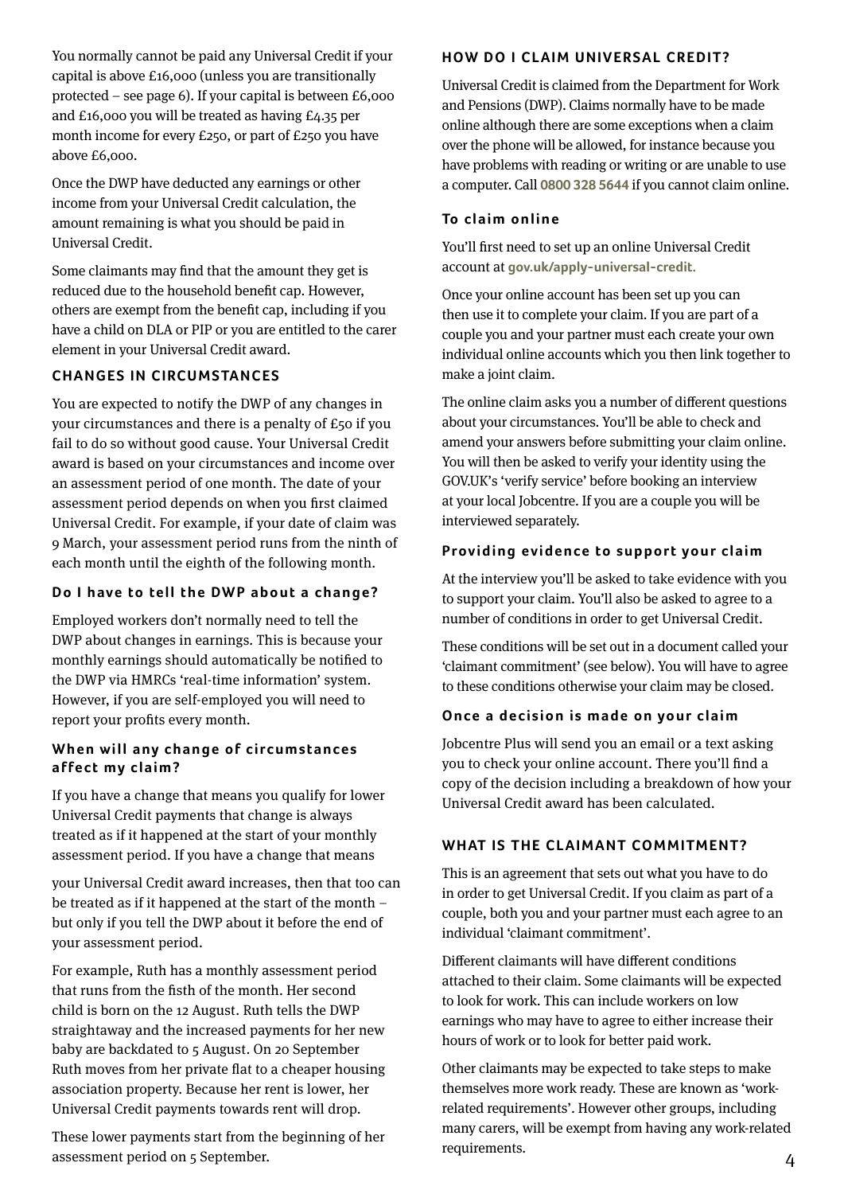You normally cannot be paid any Universal Credit if your capital is above £16,000 (unless you are transitionally protected – see page 6). If your capital is between £6,000 and £16,000 you will be treated as having £4.35 per month income for every £250, or part of £250 you have above £6,000.

Once the DWP have deducted any earnings or other income from your Universal Credit calculation, the amount remaining is what you should be paid in Universal Credit.

Some claimants may find that the amount they get is reduced due to the household benefit cap. However, others are exempt from the benefit cap, including if you have a child on DLA or PIP or you are entitled to the carer element in your Universal Credit award.

## CHANGES IN CIRCUMSTANCES

You are expected to notify the DWP of any changes in your circumstances and there is a penalty of £50 if you fail to do so without good cause. Your Universal Credit award is based on your circumstances and income over an assessment period of one month. The date of your assessment period depends on when you first claimed Universal Credit. For example, if your date of claim was 9 March, your assessment period runs from the ninth of each month until the eighth of the following month.

### Do I have to tell the DWP about a change?

Employed workers don't normally need to tell the DWP about changes in earnings. This is because your monthly earnings should automatically be notified to the DWP via HMRCs 'real-time information' system. However, if you are self-employed you will need to report your profits every month.

### When will any change of circumstances affect my claim?

If you have a change that means you qualify for lower Universal Credit payments that change is always treated as if it happened at the start of your monthly assessment period. If you have a change that means your Universal Credit award increases, then that too can be treated as if it happened at the start of the month – but only if you tell the DWP about it before the end of your assessment period.

For example, Ruth has a monthly assessment period that runs from the fisth of the month. Her second child is born on the 12 August. Ruth tells the DWP straightaway and the increased payments for her new baby are backdated to 5 August. On 20 September Ruth moves from her private flat to a cheaper housing association property. Because her rent is lower, her Universal Credit payments towards rent will drop.

These lower payments start from the beginning of her assessment period on 5 September.

## HOW DO I CLAIM UNIVERSAL CREDIT?

Universal Credit is claimed from the Department for Work and Pensions (DWP). Claims normally have to be made online although there are some exceptions when a claim over the phone will be allowed, for instance because you have problems with reading or writing or are unable to use a computer. Call **0800 328 5644** if you cannot claim online.

### To claim online

You'll first need to set up an online Universal Credit account at **gov.uk/apply-universal-credit.**

Once your online account has been set up you can then use it to complete your claim. If you are part of a couple you and your partner must each create your own individual online accounts which you then link together to make a joint claim.

The online claim asks you a number of different questions about your circumstances. You'll be able to check and amend your answers before submitting your claim online. You will then be asked to verify your identity using the GOV.UK's 'verify service' before booking an interview at your local Jobcentre. If you are a couple you will be interviewed separately.

### Providing evidence to support your claim

At the interview you'll be asked to take evidence with you to support your claim. You'll also be asked to agree to a number of conditions in order to get Universal Credit.

These conditions will be set out in a document called your 'claimant commitment' (see below). You will have to agree to these conditions otherwise your claim may be closed.

### Once a decision is made on your claim

Jobcentre Plus will send you an email or a text asking you to check your online account. There you'll find a copy of the decision including a breakdown of how your Universal Credit award has been calculated.

## WHAT IS THE CLAIMANT COMMITMENT?

This is an agreement that sets out what you have to do in order to get Universal Credit. If you claim as part of a couple, both you and your partner must each agree to an individual 'claimant commitment'.

Different claimants will have different conditions attached to their claim. Some claimants will be expected to look for work. This can include workers on low earnings who may have to agree to either increase their hours of work or to look for better paid work.

Other claimants may be expected to take steps to make themselves more work ready. These are known as 'work-related requirements'. However other groups, including many carers, will be exempt from having any work-related requirements.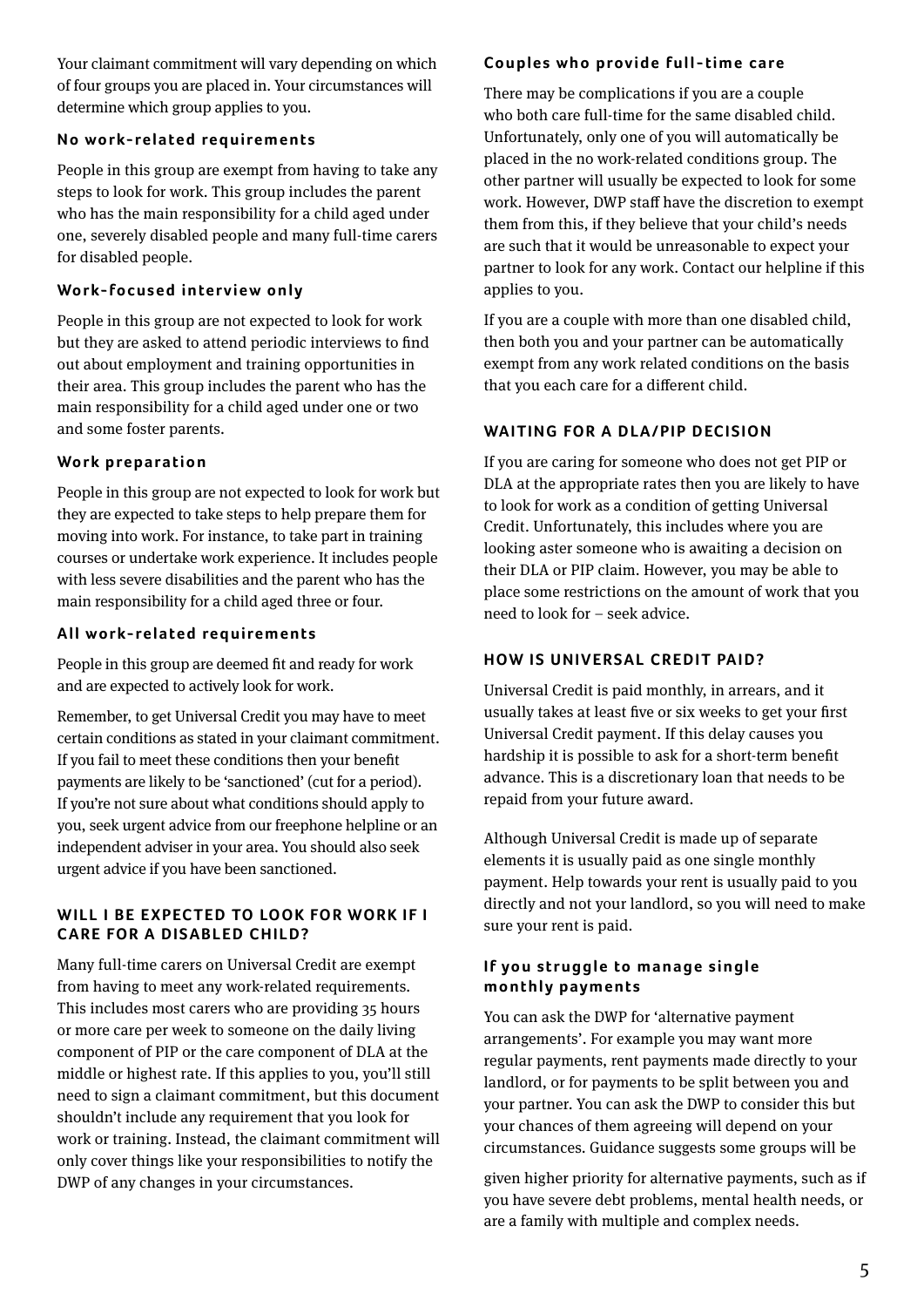Your claimant commitment will vary depending on which of four groups you are placed in. Your circumstances will determine which group applies to you.

### No work-related requirements

People in this group are exempt from having to take any steps to look for work. This group includes the parent who has the main responsibility for a child aged under one, severely disabled people and many full-time carers for disabled people.

### Work-focused interview only

People in this group are not expected to look for work but they are asked to attend periodic interviews to find out about employment and training opportunities in their area. This group includes the parent who has the main responsibility for a child aged under one or two and some foster parents.

### Work preparation

People in this group are not expected to look for work but they are expected to take steps to help prepare them for moving into work. For instance, to take part in training courses or undertake work experience. It includes people with less severe disabilities and the parent who has the main responsibility for a child aged three or four.

### All work-related requirements

People in this group are deemed fit and ready for work and are expected to actively look for work.

Remember, to get Universal Credit you may have to meet certain conditions as stated in your claimant commitment. If you fail to meet these conditions then your benefit payments are likely to be 'sanctioned' (cut for a period). If you're not sure about what conditions should apply to you, seek urgent advice from our freephone helpline or an independent adviser in your area. You should also seek urgent advice if you have been sanctioned.

## WILL I BE EXPECTED TO LOOK FOR WORK IF I CARE FOR A DISABLED CHILD?

Many full-time carers on Universal Credit are exempt from having to meet any work-related requirements. This includes most carers who are providing 35 hours or more care per week to someone on the daily living component of PIP or the care component of DLA at the middle or highest rate. If this applies to you, you'll still need to sign a claimant commitment, but this document shouldn't include any requirement that you look for work or training. Instead, the claimant commitment will only cover things like your responsibilities to notify the DWP of any changes in your circumstances.

### Couples who provide full-time care

There may be complications if you are a couple who both care full-time for the same disabled child. Unfortunately, only one of you will automatically be placed in the no work-related conditions group. The other partner will usually be expected to look for some work. However, DWP staff have the discretion to exempt them from this, if they believe that your child's needs are such that it would be unreasonable to expect your partner to look for any work. Contact our helpline if this applies to you.

If you are a couple with more than one disabled child, then both you and your partner can be automatically exempt from any work related conditions on the basis that you each care for a different child.

## WAITING FOR A DLA/PIP DECISION

If you are caring for someone who does not get PIP or DLA at the appropriate rates then you are likely to have to look for work as a condition of getting Universal Credit. Unfortunately, this includes where you are looking aster someone who is awaiting a decision on their DLA or PIP claim. However, you may be able to place some restrictions on the amount of work that you need to look for – seek advice.

## HOW IS UNIVERSAL CREDIT PAID?

Universal Credit is paid monthly, in arrears, and it usually takes at least five or six weeks to get your first Universal Credit payment. If this delay causes you hardship it is possible to ask for a short-term benefit advance. This is a discretionary loan that needs to be repaid from your future award.

Although Universal Credit is made up of separate elements it is usually paid as one single monthly payment. Help towards your rent is usually paid to you directly and not your landlord, so you will need to make sure your rent is paid.

### If you struggle to manage single monthly payments

You can ask the DWP for 'alternative payment arrangements'. For example you may want more regular payments, rent payments made directly to your landlord, or for payments to be split between you and your partner. You can ask the DWP to consider this but your chances of them agreeing will depend on your circumstances. Guidance suggests some groups will be given higher priority for alternative payments, such as if you have severe debt problems, mental health needs, or are a family with multiple and complex needs.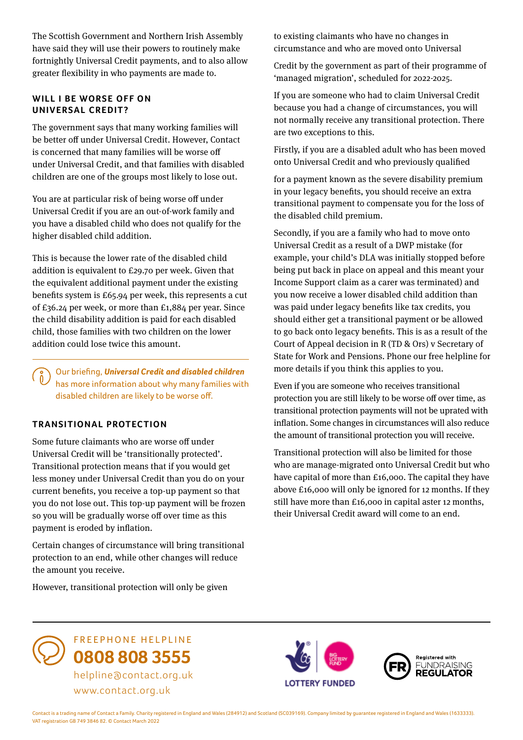The Scottish Government and Northern Irish Assembly have said they will use their powers to routinely make fortnightly Universal Credit payments, and to also allow greater flexibility in who payments are made to.

## WILL I BE WORSE OFF ON UNIVERSAL CREDIT?

The government says that many working families will be better off under Universal Credit. However, Contact is concerned that many families will be worse off under Universal Credit, and that families with disabled children are one of the groups most likely to lose out.

You are at particular risk of being worse off under Universal Credit if you are an out-of-work family and you have a disabled child who does not qualify for the higher disabled child addition.

This is because the lower rate of the disabled child addition is equivalent to £29.70 per week. Given that the equivalent additional payment under the existing benefits system is £65.94 per week, this represents a cut of £36.24 per week, or more than £1,884 per year. Since the child disability addition is paid for each disabled child, those families with two children on the lower addition could lose twice this amount.

Our briefing, ***Universal Credit and disabled children*** has more information about why many families with disabled children are likely to be worse off.

## TRANSITIONAL PROTECTION

Some future claimants who are worse off under Universal Credit will be 'transitionally protected'. Transitional protection means that if you would get less money under Universal Credit than you do on your current benefits, you receive a top-up payment so that you do not lose out. This top-up payment will be frozen so you will be gradually worse off over time as this payment is eroded by inflation.

Certain changes of circumstance will bring transitional protection to an end, while other changes will reduce the amount you receive.

However, transitional protection will only be given to existing claimants who have no changes in circumstance and who are moved onto Universal

Credit by the government as part of their programme of 'managed migration', scheduled for 2022-2025.

If you are someone who had to claim Universal Credit because you had a change of circumstances, you will not normally receive any transitional protection. There are two exceptions to this.

Firstly, if you are a disabled adult who has been moved onto Universal Credit and who previously qualified

for a payment known as the severe disability premium in your legacy benefits, you should receive an extra transitional payment to compensate you for the loss of the disabled child premium.

Secondly, if you are a family who had to move onto Universal Credit as a result of a DWP mistake (for example, your child's DLA was initially stopped before being put back in place on appeal and this meant your Income Support claim as a carer was terminated) and you now receive a lower disabled child addition than was paid under legacy benefits like tax credits, you should either get a transitional payment or be allowed to go back onto legacy benefits. This is as a result of the Court of Appeal decision in R (TD & Ors) v Secretary of State for Work and Pensions. Phone our free helpline for more details if you think this applies to you.

Even if you are someone who receives transitional protection you are still likely to be worse off over time, as transitional protection payments will not be uprated with inflation. Some changes in circumstances will also reduce the amount of transitional protection you will receive.

Transitional protection will also be limited for those who are manage-migrated onto Universal Credit but who have capital of more than £16,000. The capital they have above £16,000 will only be ignored for 12 months. If they still have more than £16,000 in capital aster 12 months, their Universal Credit award will come to an end.

FREEPHONE HELPLINE
**0808 808 3555**
helpline@contact.org.uk
www.contact.org.uk

LOTTERY FUNDED

Registered with FUNDRAISING REGULATOR

Contact is a trading name of Contact a Family. Charity registered in England and Wales (284912) and Scotland (SC039169). Company limited by guarantee registered in England and Wales (1633333). VAT registration GB 749 3846 82. © Contact March 2022